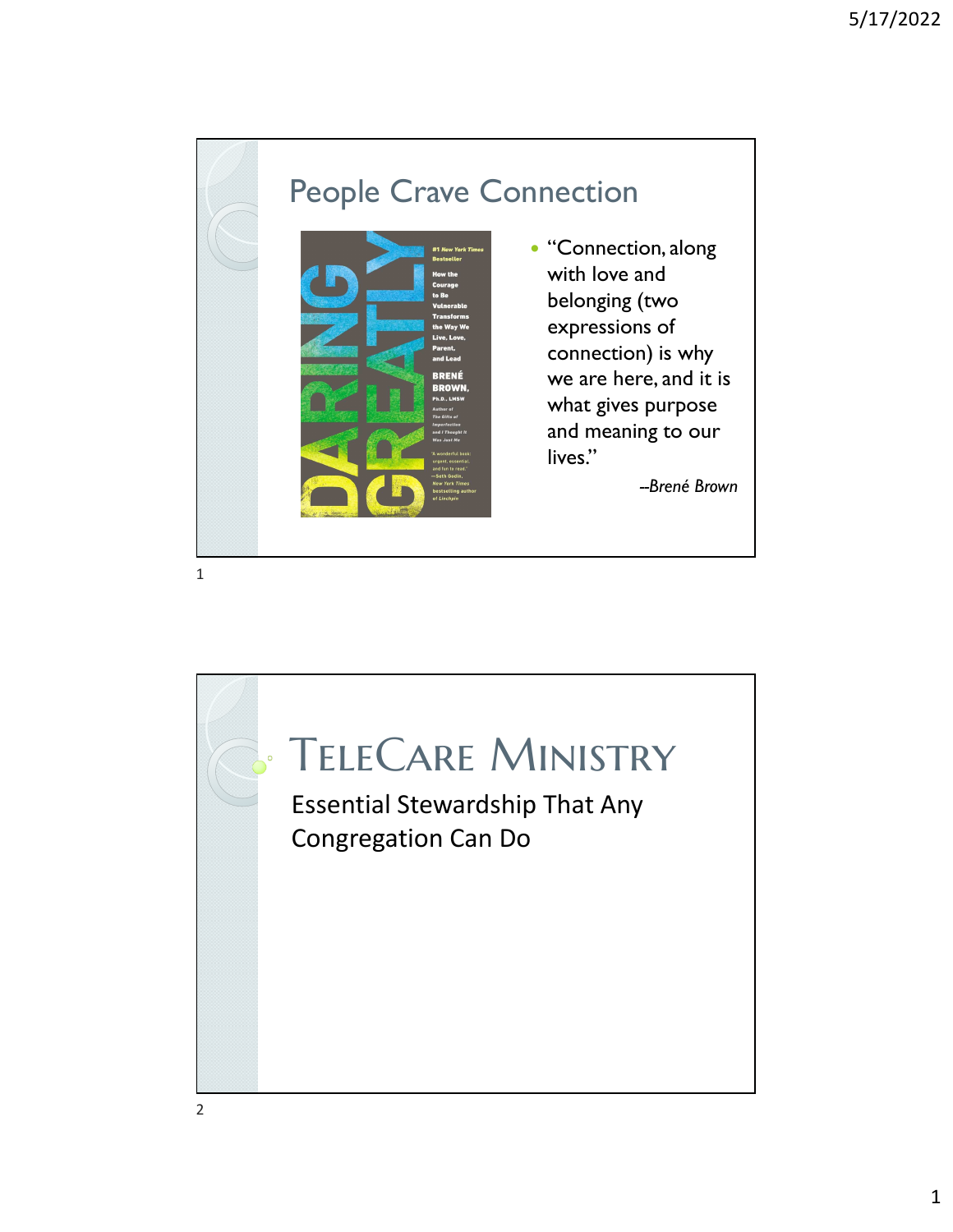## People Crave Connection

- "Connection, along with love and belonging (two expressions of connection) is why we are here, and it is what gives purpose and meaning to our lives."

  *–Brené Brown*

# TeleCare Ministry

Essential Stewardship That Any Congregation Can Do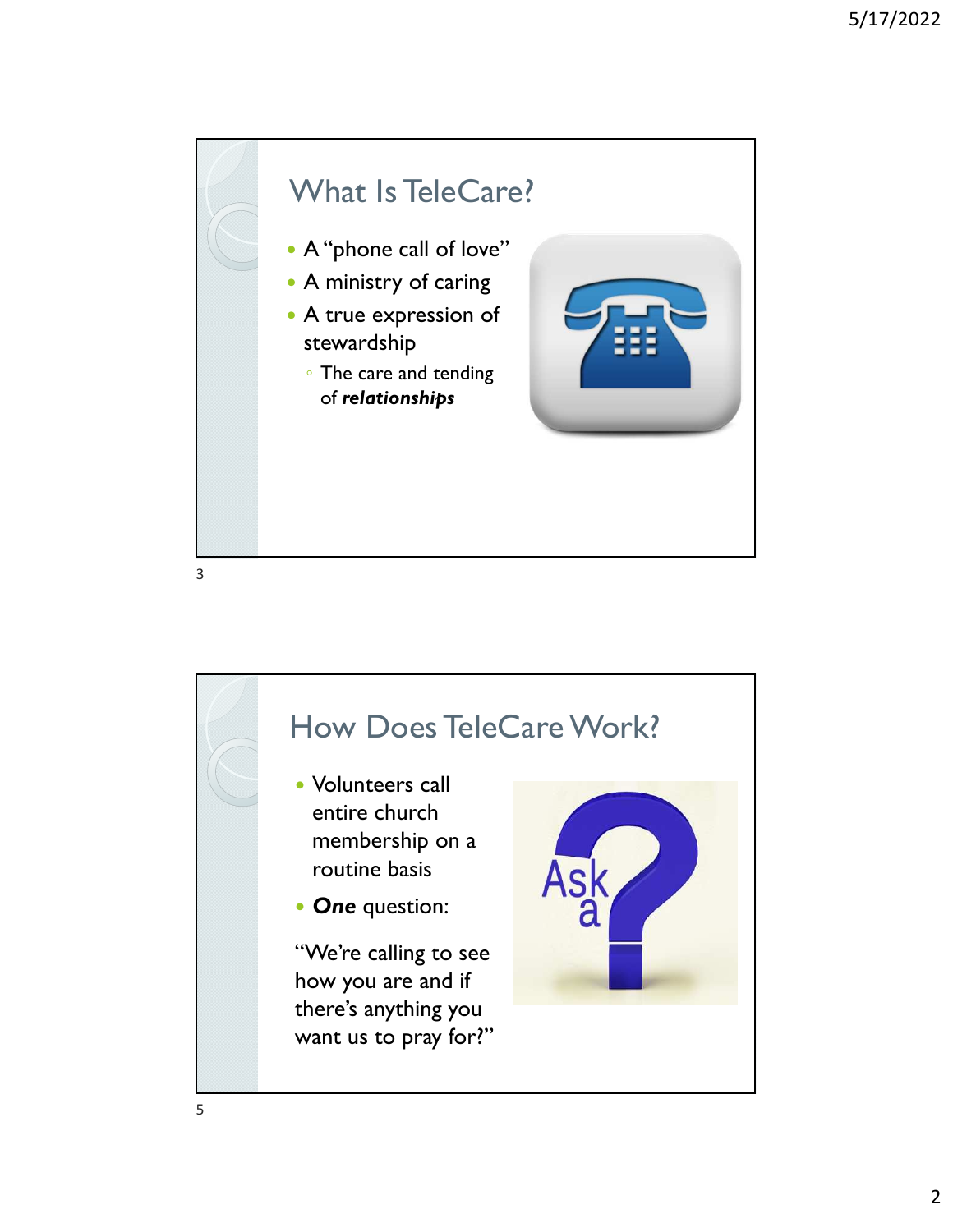## What Is TeleCare?

- A "phone call of love"
- A ministry of caring
- A true expression of stewardship
  - The care and tending of ***relationships***

## How Does TeleCare Work?

- Volunteers call entire church membership on a routine basis
- ***One*** question:

"We're calling to see how you are and if there's anything you want us to pray for?"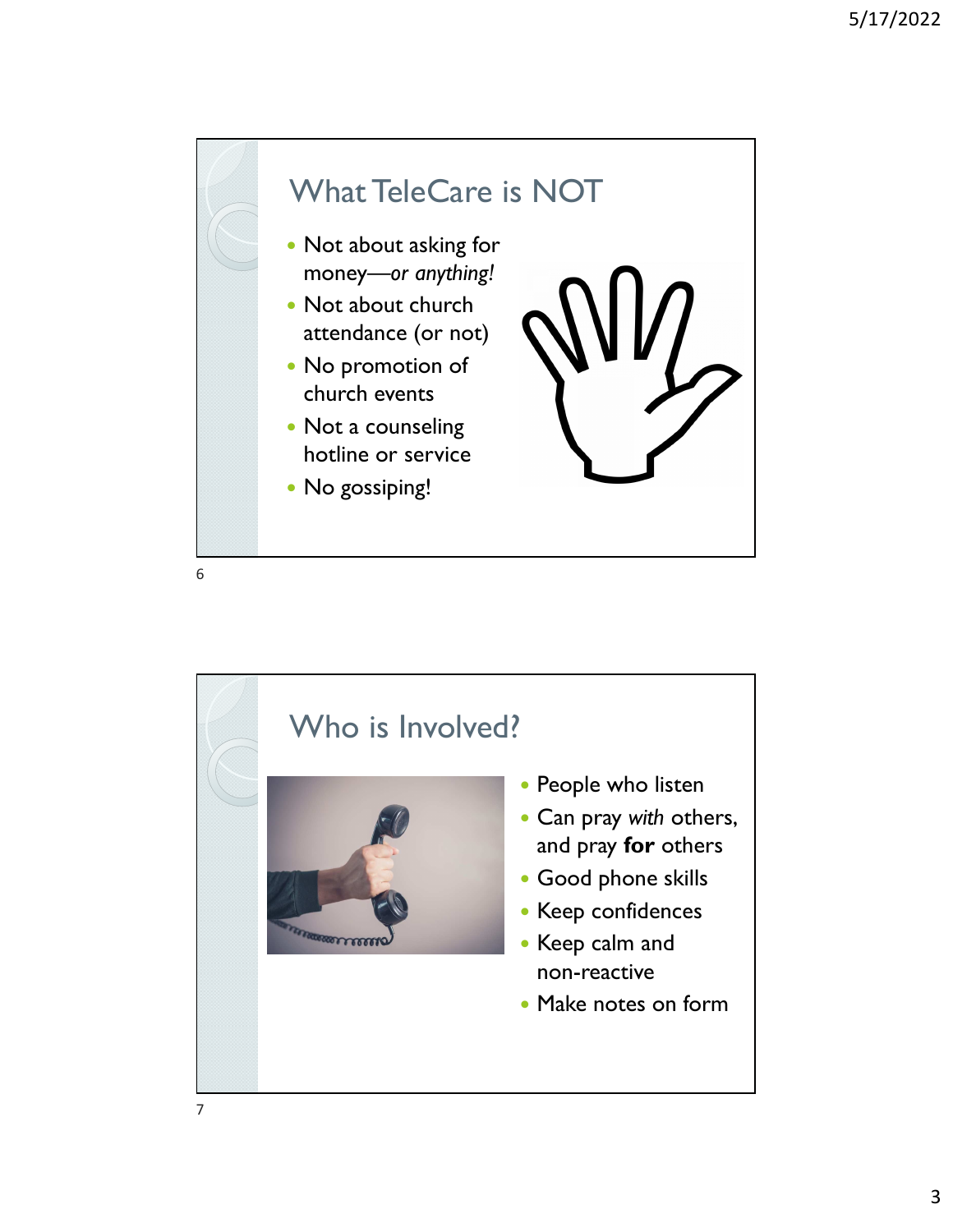## What TeleCare is NOT

- Not about asking for money—*or anything!*
- Not about church attendance (or not)
- No promotion of church events
- Not a counseling hotline or service
- No gossiping!

## Who is Involved?

- People who listen
- Can pray *with* others, and pray **for** others
- Good phone skills
- Keep confidences
- Keep calm and non-reactive
- Make notes on form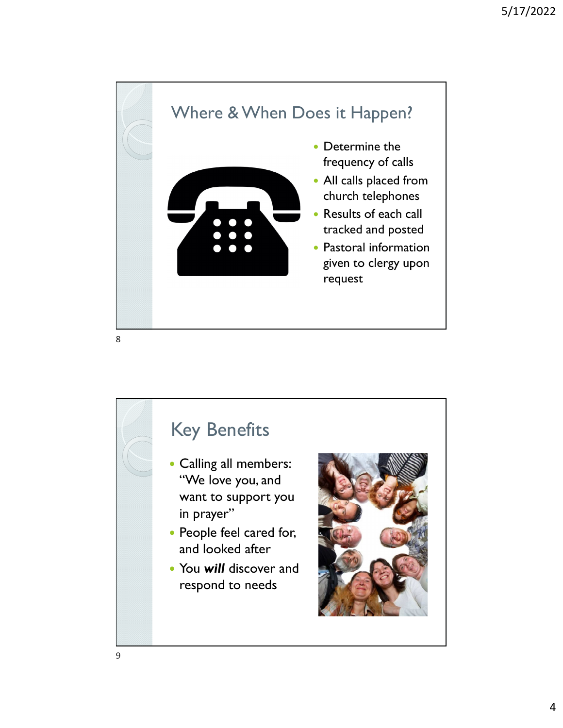## Where & When Does it Happen?

- Determine the frequency of calls
- All calls placed from church telephones
- Results of each call tracked and posted
- Pastoral information given to clergy upon request

## Key Benefits

- Calling all members: "We love you, and want to support you in prayer"
- People feel cared for, and looked after
- You ***will*** discover and respond to needs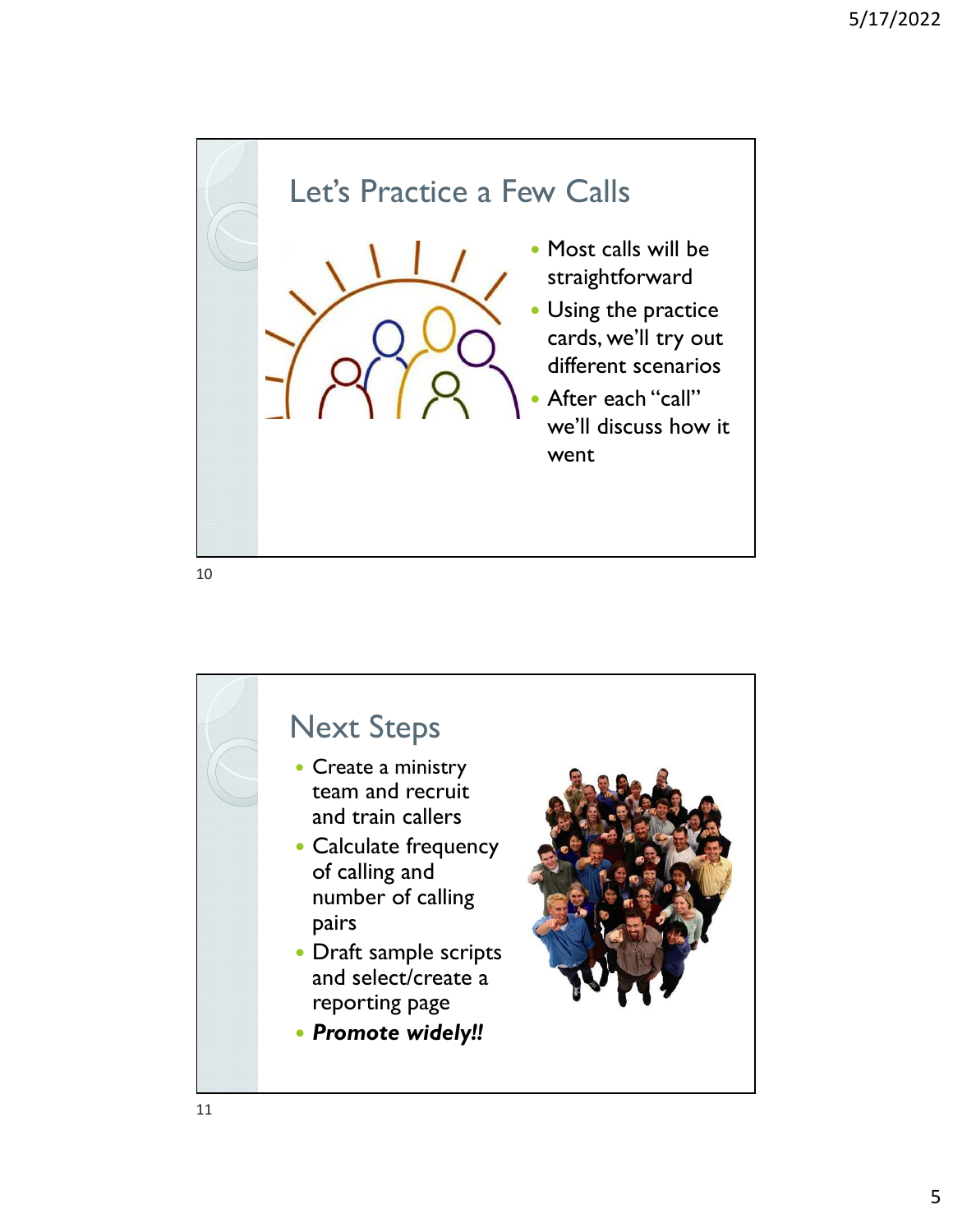## Let's Practice a Few Calls

- Most calls will be straightforward
- Using the practice cards, we'll try out different scenarios
- After each "call" we'll discuss how it went

## Next Steps

- Create a ministry team and recruit and train callers
- Calculate frequency of calling and number of calling pairs
- Draft sample scripts and select/create a reporting page
- ***Promote widely!!***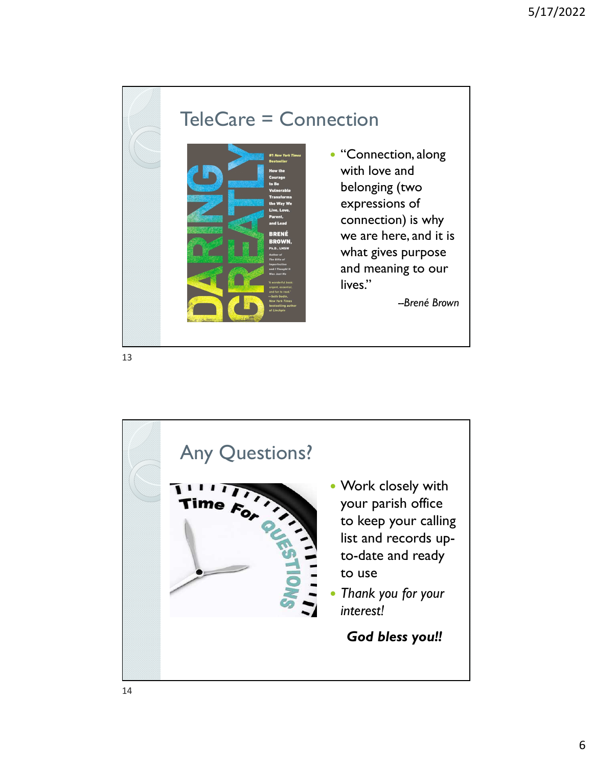## TeleCare = Connection

- "Connection, along with love and belonging (two expressions of connection) is why we are here, and it is what gives purpose and meaning to our lives."

  *–Brené Brown*

## Any Questions?

- Work closely with your parish office to keep your calling list and records up-to-date and ready to use
- *Thank you for your interest!*

***God bless you!!***